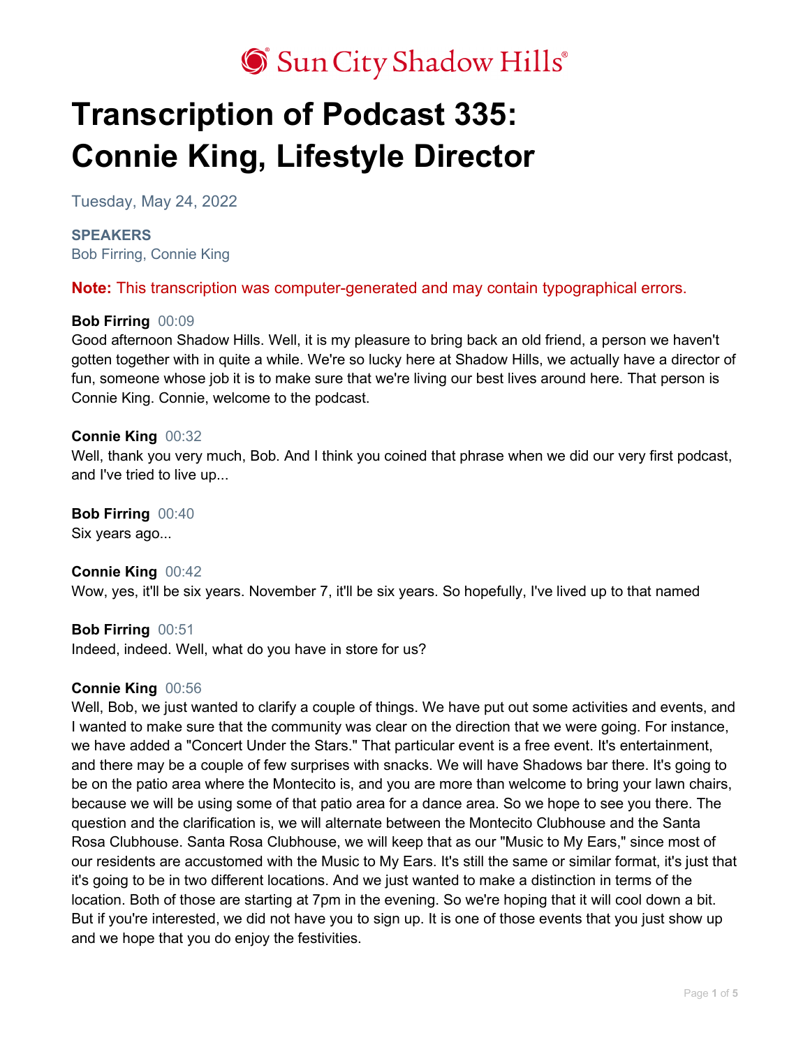Sun City Shadow Hills®

# Transcription of Podcast 335: Connie King, Lifestyle Director

Tuesday, May 24, 2022

**SPEAKERS**
Bob Firring, Connie King

**Note:** This transcription was computer-generated and may contain typographical errors.

**Bob Firring** 00:09
Good afternoon Shadow Hills. Well, it is my pleasure to bring back an old friend, a person we haven't gotten together with in quite a while. We're so lucky here at Shadow Hills, we actually have a director of fun, someone whose job it is to make sure that we're living our best lives around here. That person is Connie King. Connie, welcome to the podcast.

**Connie King** 00:32
Well, thank you very much, Bob. And I think you coined that phrase when we did our very first podcast, and I've tried to live up...

**Bob Firring** 00:40
Six years ago...

**Connie King** 00:42
Wow, yes, it'll be six years. November 7, it'll be six years. So hopefully, I've lived up to that named

**Bob Firring** 00:51
Indeed, indeed. Well, what do you have in store for us?

**Connie King** 00:56
Well, Bob, we just wanted to clarify a couple of things. We have put out some activities and events, and I wanted to make sure that the community was clear on the direction that we were going. For instance, we have added a "Concert Under the Stars." That particular event is a free event. It's entertainment, and there may be a couple of few surprises with snacks. We will have Shadows bar there. It's going to be on the patio area where the Montecito is, and you are more than welcome to bring your lawn chairs, because we will be using some of that patio area for a dance area. So we hope to see you there. The question and the clarification is, we will alternate between the Montecito Clubhouse and the Santa Rosa Clubhouse. Santa Rosa Clubhouse, we will keep that as our "Music to My Ears," since most of our residents are accustomed with the Music to My Ears. It's still the same or similar format, it's just that it's going to be in two different locations. And we just wanted to make a distinction in terms of the location. Both of those are starting at 7pm in the evening. So we're hoping that it will cool down a bit. But if you're interested, we did not have you to sign up. It is one of those events that you just show up and we hope that you do enjoy the festivities.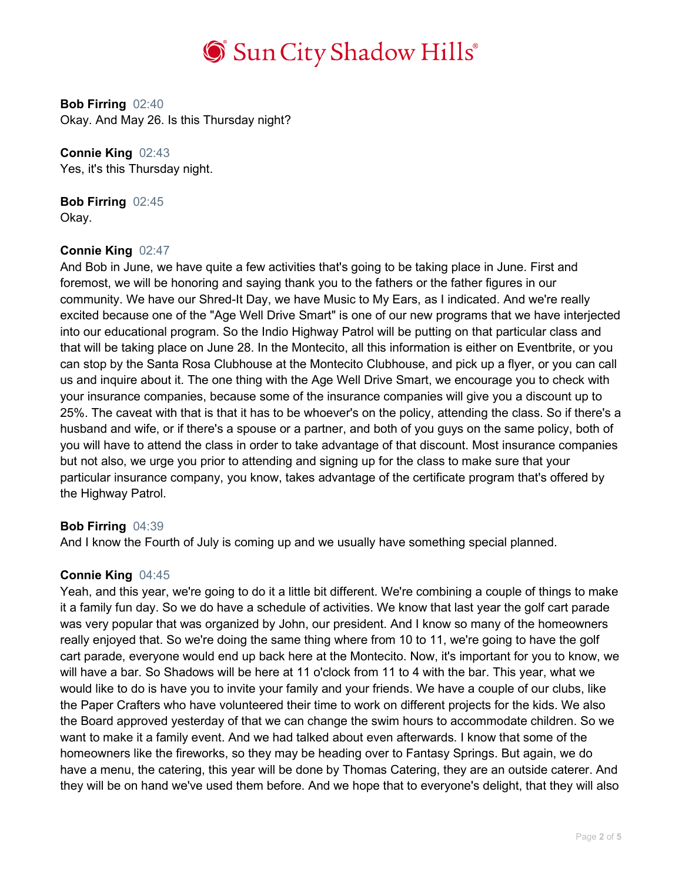**Bob Firring** 02:40
Okay. And May 26. Is this Thursday night?

**Connie King** 02:43
Yes, it's this Thursday night.

**Bob Firring** 02:45
Okay.

**Connie King** 02:47
And Bob in June, we have quite a few activities that's going to be taking place in June. First and foremost, we will be honoring and saying thank you to the fathers or the father figures in our community. We have our Shred-It Day, we have Music to My Ears, as I indicated. And we're really excited because one of the "Age Well Drive Smart" is one of our new programs that we have interjected into our educational program. So the Indio Highway Patrol will be putting on that particular class and that will be taking place on June 28. In the Montecito, all this information is either on Eventbrite, or you can stop by the Santa Rosa Clubhouse at the Montecito Clubhouse, and pick up a flyer, or you can call us and inquire about it. The one thing with the Age Well Drive Smart, we encourage you to check with your insurance companies, because some of the insurance companies will give you a discount up to 25%. The caveat with that is that it has to be whoever's on the policy, attending the class. So if there's a husband and wife, or if there's a spouse or a partner, and both of you guys on the same policy, both of you will have to attend the class in order to take advantage of that discount. Most insurance companies but not also, we urge you prior to attending and signing up for the class to make sure that your particular insurance company, you know, takes advantage of the certificate program that's offered by the Highway Patrol.

**Bob Firring** 04:39
And I know the Fourth of July is coming up and we usually have something special planned.

**Connie King** 04:45
Yeah, and this year, we're going to do it a little bit different. We're combining a couple of things to make it a family fun day. So we do have a schedule of activities. We know that last year the golf cart parade was very popular that was organized by John, our president. And I know so many of the homeowners really enjoyed that. So we're doing the same thing where from 10 to 11, we're going to have the golf cart parade, everyone would end up back here at the Montecito. Now, it's important for you to know, we will have a bar. So Shadows will be here at 11 o'clock from 11 to 4 with the bar. This year, what we would like to do is have you to invite your family and your friends. We have a couple of our clubs, like the Paper Crafters who have volunteered their time to work on different projects for the kids. We also the Board approved yesterday of that we can change the swim hours to accommodate children. So we want to make it a family event. And we had talked about even afterwards. I know that some of the homeowners like the fireworks, so they may be heading over to Fantasy Springs. But again, we do have a menu, the catering, this year will be done by Thomas Catering, they are an outside caterer. And they will be on hand we've used them before. And we hope that to everyone's delight, that they will also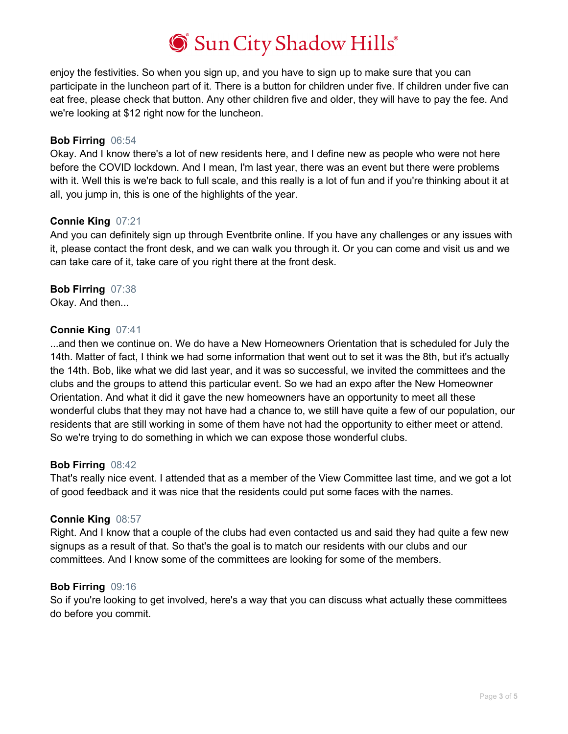enjoy the festivities. So when you sign up, and you have to sign up to make sure that you can participate in the luncheon part of it. There is a button for children under five. If children under five can eat free, please check that button. Any other children five and older, they will have to pay the fee. And we're looking at $12 right now for the luncheon.

**Bob Firring** 06:54
Okay. And I know there's a lot of new residents here, and I define new as people who were not here before the COVID lockdown. And I mean, I'm last year, there was an event but there were problems with it. Well this is we're back to full scale, and this really is a lot of fun and if you're thinking about it at all, you jump in, this is one of the highlights of the year.

**Connie King** 07:21
And you can definitely sign up through Eventbrite online. If you have any challenges or any issues with it, please contact the front desk, and we can walk you through it. Or you can come and visit us and we can take care of it, take care of you right there at the front desk.

**Bob Firring** 07:38
Okay. And then...

**Connie King** 07:41
...and then we continue on. We do have a New Homeowners Orientation that is scheduled for July the 14th. Matter of fact, I think we had some information that went out to set it was the 8th, but it's actually the 14th. Bob, like what we did last year, and it was so successful, we invited the committees and the clubs and the groups to attend this particular event. So we had an expo after the New Homeowner Orientation. And what it did it gave the new homeowners have an opportunity to meet all these wonderful clubs that they may not have had a chance to, we still have quite a few of our population, our residents that are still working in some of them have not had the opportunity to either meet or attend. So we're trying to do something in which we can expose those wonderful clubs.

**Bob Firring** 08:42
That's really nice event. I attended that as a member of the View Committee last time, and we got a lot of good feedback and it was nice that the residents could put some faces with the names.

**Connie King** 08:57
Right. And I know that a couple of the clubs had even contacted us and said they had quite a few new signups as a result of that. So that's the goal is to match our residents with our clubs and our committees. And I know some of the committees are looking for some of the members.

**Bob Firring** 09:16
So if you're looking to get involved, here's a way that you can discuss what actually these committees do before you commit.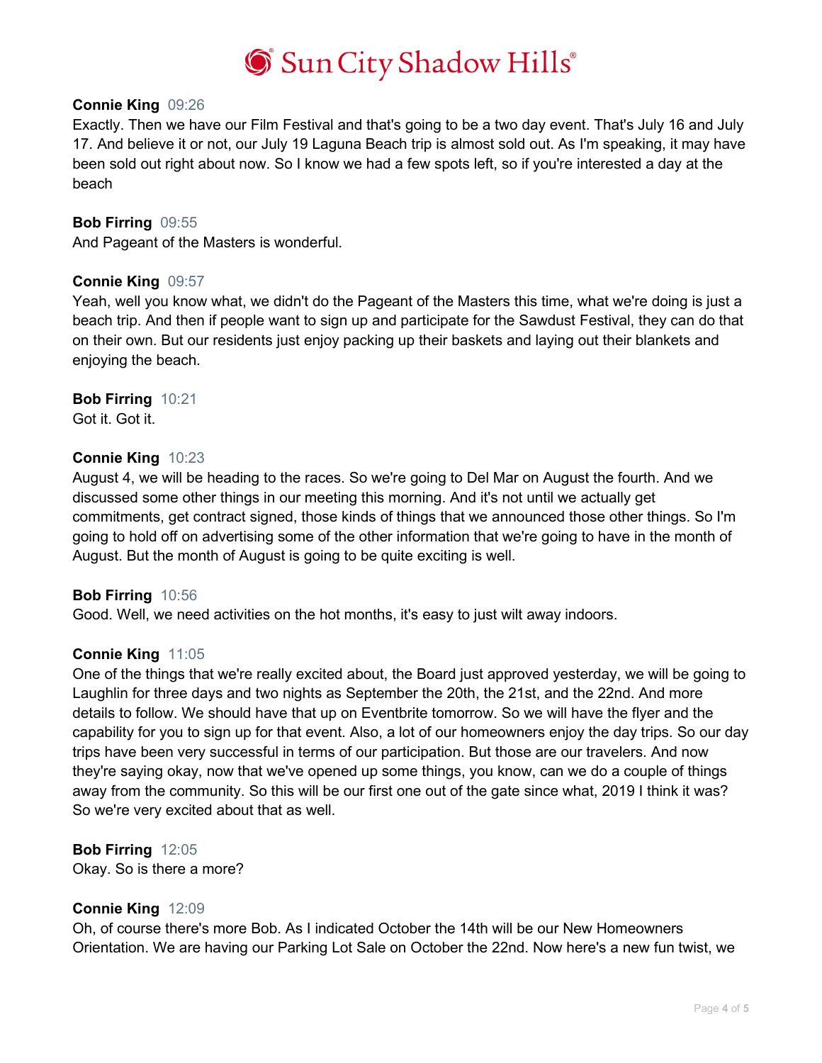**Connie King** 09:26
Exactly. Then we have our Film Festival and that's going to be a two day event. That's July 16 and July 17. And believe it or not, our July 19 Laguna Beach trip is almost sold out. As I'm speaking, it may have been sold out right about now. So I know we had a few spots left, so if you're interested a day at the beach

**Bob Firring** 09:55
And Pageant of the Masters is wonderful.

**Connie King** 09:57
Yeah, well you know what, we didn't do the Pageant of the Masters this time, what we're doing is just a beach trip. And then if people want to sign up and participate for the Sawdust Festival, they can do that on their own. But our residents just enjoy packing up their baskets and laying out their blankets and enjoying the beach.

**Bob Firring** 10:21
Got it. Got it.

**Connie King** 10:23
August 4, we will be heading to the races. So we're going to Del Mar on August the fourth. And we discussed some other things in our meeting this morning. And it's not until we actually get commitments, get contract signed, those kinds of things that we announced those other things. So I'm going to hold off on advertising some of the other information that we're going to have in the month of August. But the month of August is going to be quite exciting is well.

**Bob Firring** 10:56
Good. Well, we need activities on the hot months, it's easy to just wilt away indoors.

**Connie King** 11:05
One of the things that we're really excited about, the Board just approved yesterday, we will be going to Laughlin for three days and two nights as September the 20th, the 21st, and the 22nd. And more details to follow. We should have that up on Eventbrite tomorrow. So we will have the flyer and the capability for you to sign up for that event. Also, a lot of our homeowners enjoy the day trips. So our day trips have been very successful in terms of our participation. But those are our travelers. And now they're saying okay, now that we've opened up some things, you know, can we do a couple of things away from the community. So this will be our first one out of the gate since what, 2019 I think it was? So we're very excited about that as well.

**Bob Firring** 12:05
Okay. So is there a more?

**Connie King** 12:09
Oh, of course there's more Bob. As I indicated October the 14th will be our New Homeowners Orientation. We are having our Parking Lot Sale on October the 22nd. Now here's a new fun twist, we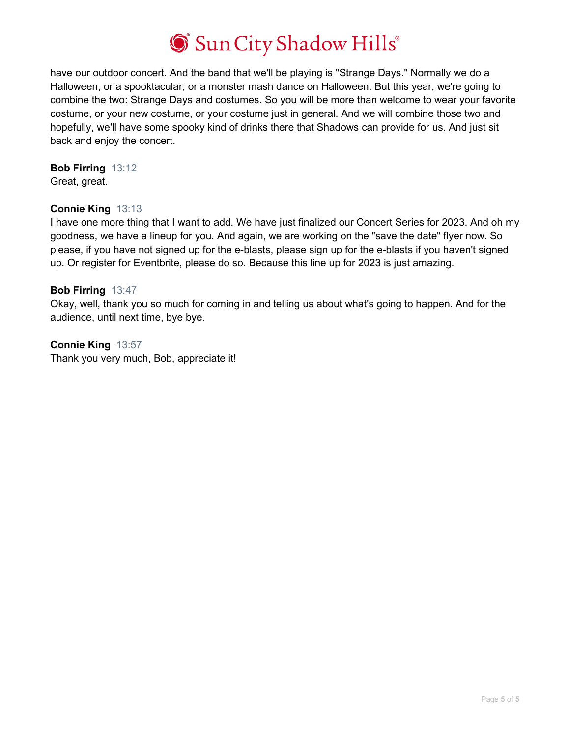have our outdoor concert. And the band that we'll be playing is "Strange Days." Normally we do a Halloween, or a spooktacular, or a monster mash dance on Halloween. But this year, we're going to combine the two: Strange Days and costumes. So you will be more than welcome to wear your favorite costume, or your new costume, or your costume just in general. And we will combine those two and hopefully, we'll have some spooky kind of drinks there that Shadows can provide for us. And just sit back and enjoy the concert.

**Bob Firring** 13:12
Great, great.

**Connie King** 13:13
I have one more thing that I want to add. We have just finalized our Concert Series for 2023. And oh my goodness, we have a lineup for you. And again, we are working on the "save the date" flyer now. So please, if you have not signed up for the e-blasts, please sign up for the e-blasts if you haven't signed up. Or register for Eventbrite, please do so. Because this line up for 2023 is just amazing.

**Bob Firring** 13:47
Okay, well, thank you so much for coming in and telling us about what's going to happen. And for the audience, until next time, bye bye.

**Connie King** 13:57
Thank you very much, Bob, appreciate it!